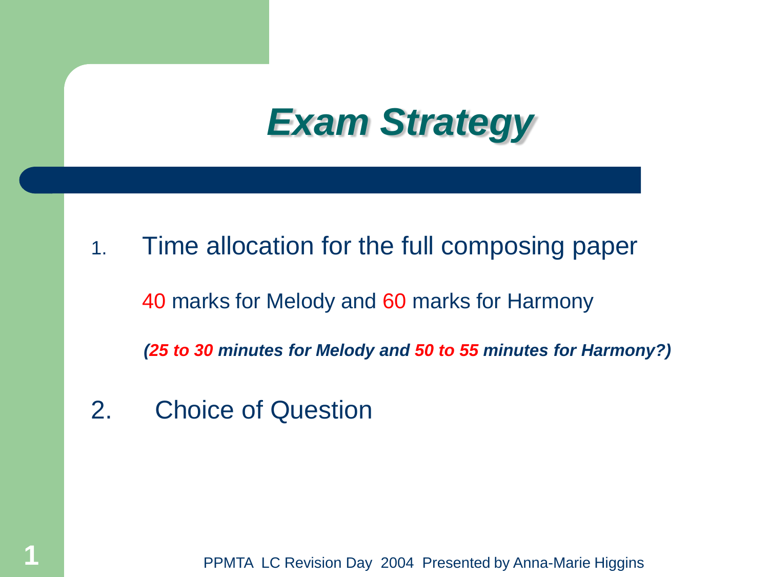# *Exam Strategy*

1. Time allocation for the full composing paper

   40 marks for Melody and 60 marks for Harmony

   ***(25 to 30 minutes for Melody and 50 to 55 minutes for Harmony?)***

2. Choice of Question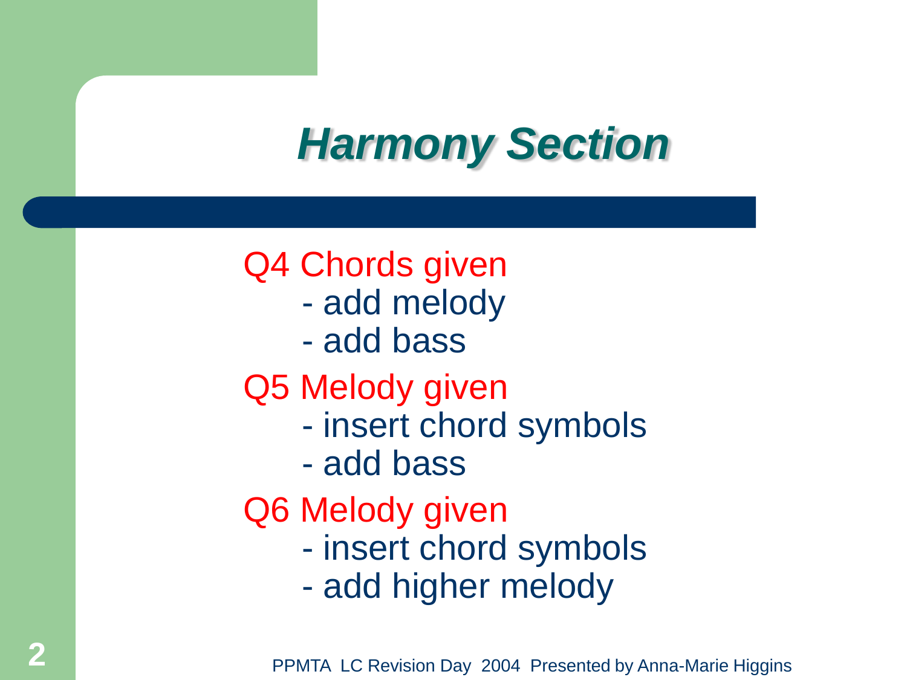# *Harmony Section*

Q4 Chords given
- add melody
- add bass

Q5 Melody given
- insert chord symbols
- add bass

Q6 Melody given
- insert chord symbols
- add higher melody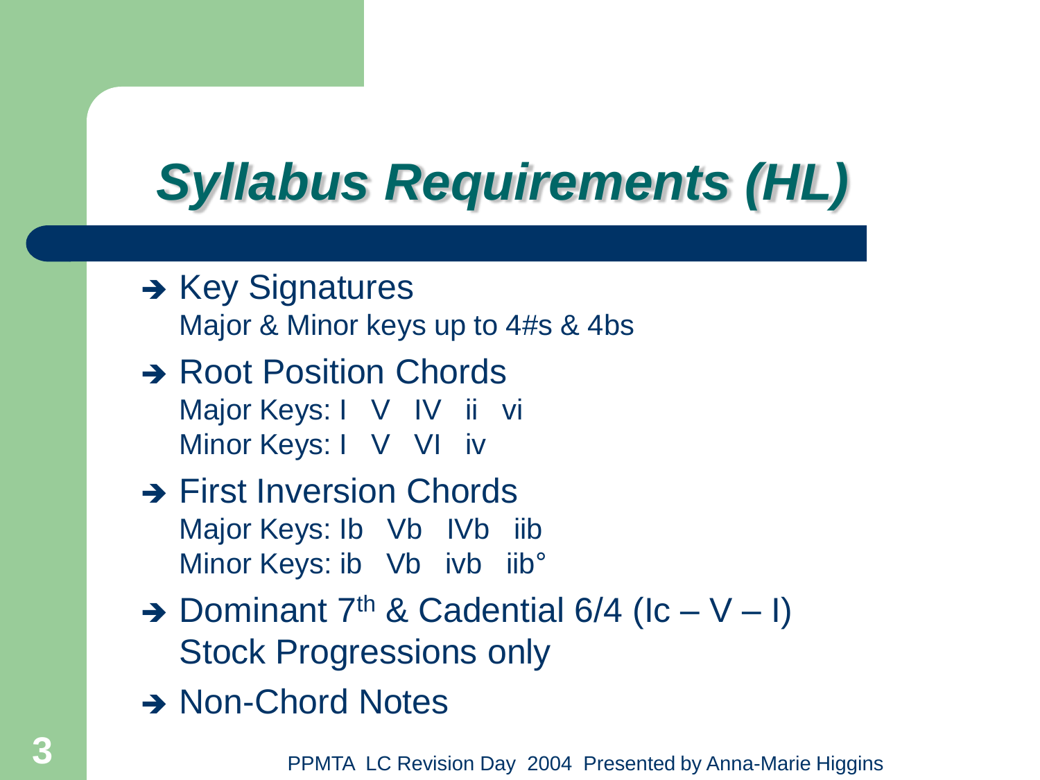# *Syllabus Requirements (HL)*

- Key Signatures
  Major & Minor keys up to 4#s & 4bs
- Root Position Chords
  Major Keys: I V IV ii vi
  Minor Keys: I V VI iv
- First Inversion Chords
  Major Keys: Ib Vb IVb iib
  Minor Keys: ib Vb ivb iib°
- Dominant 7th & Cadential 6/4 (Ic – V – I)
  Stock Progressions only
- Non-Chord Notes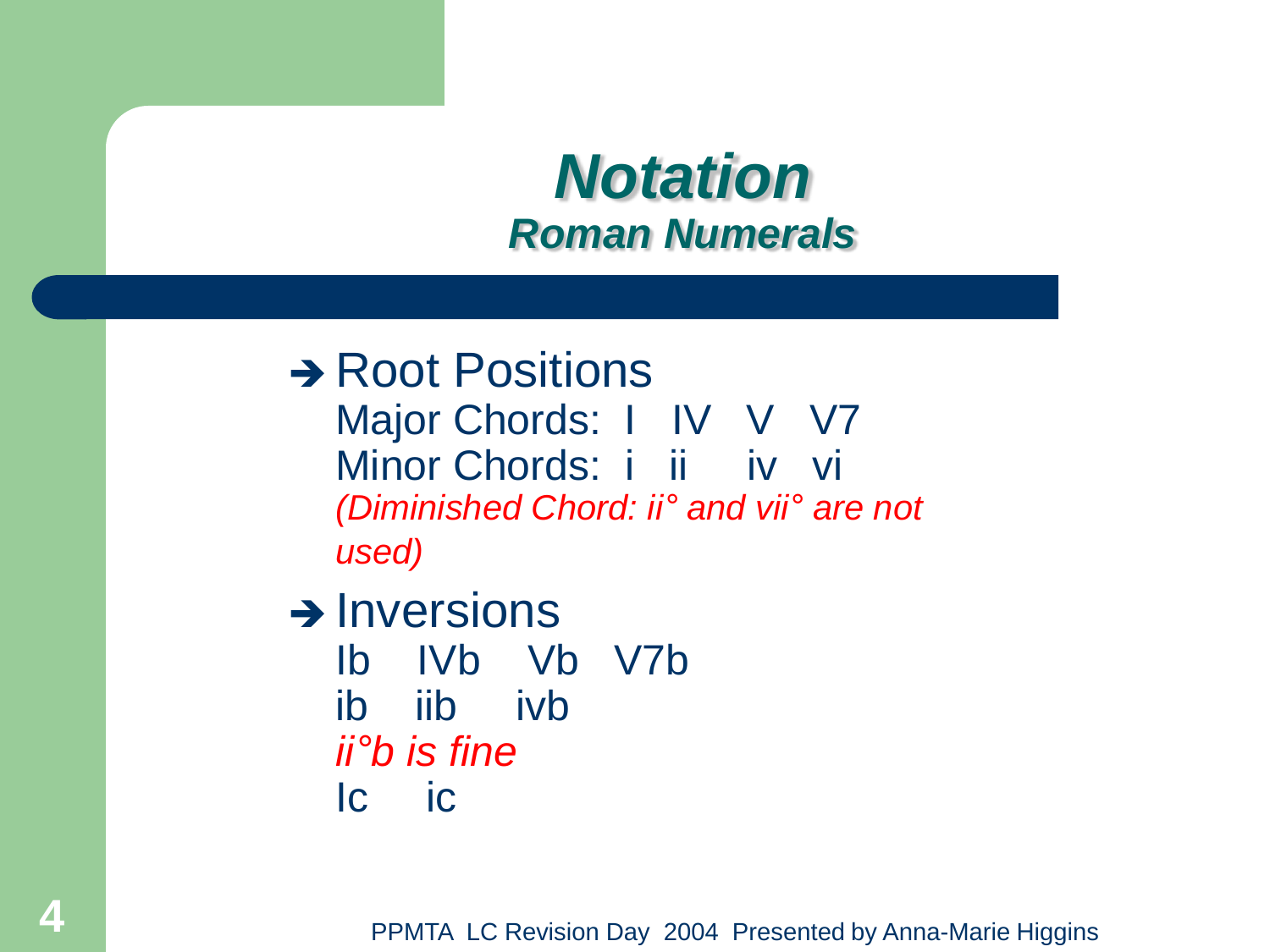# Notation

## Roman Numerals

- Root Positions

  Major Chords: I IV V V7

  Minor Chords: i ii iv vi

  *(Diminished Chord: ii° and vii° are not used)*

- Inversions

  Ib IVb Vb V7b

  ib iib ivb

  *ii°b is fine*

  Ic ic

PPMTA LC Revision Day 2004 Presented by Anna-Marie Higgins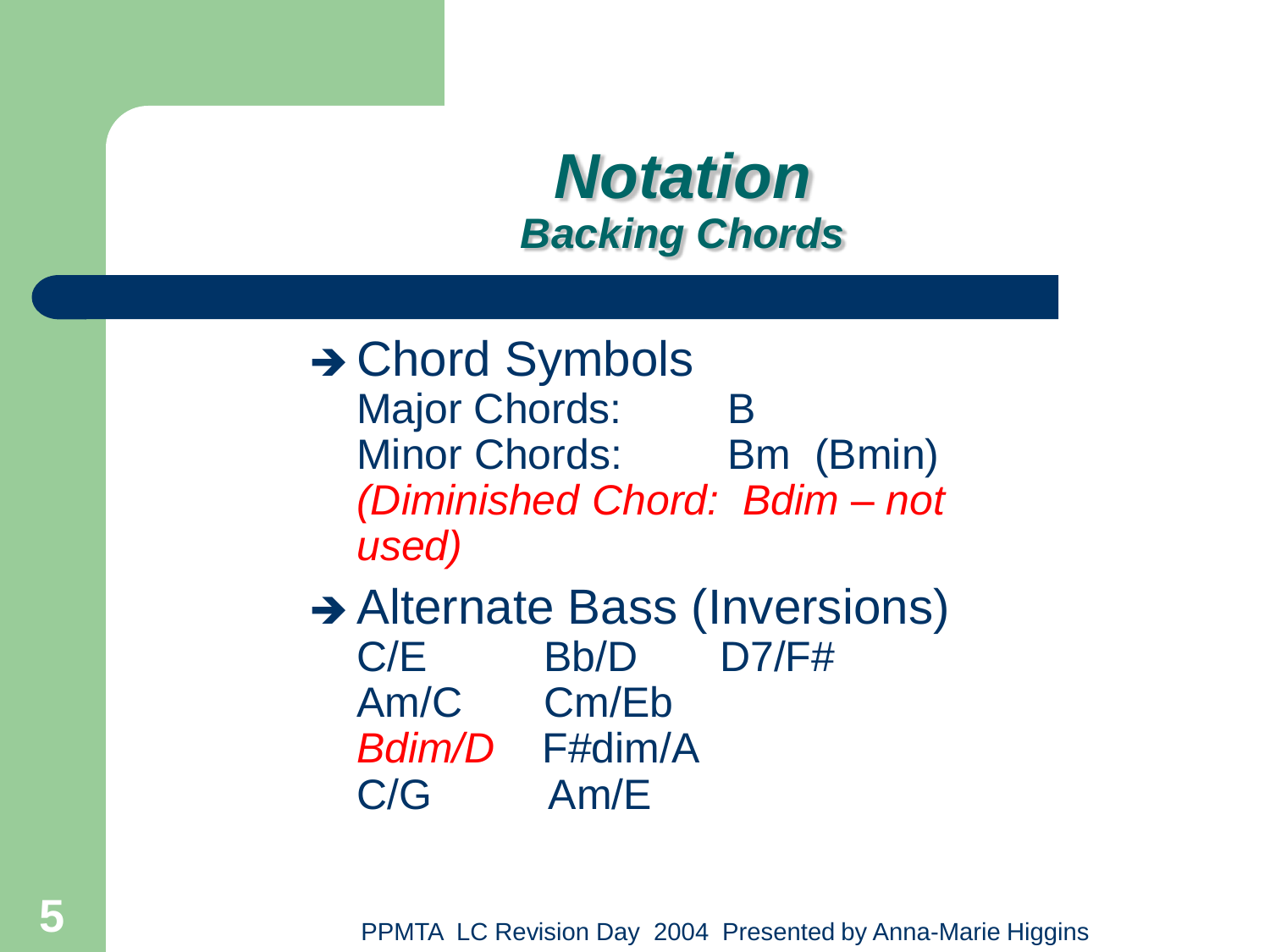# *Notation*

## *Backing Chords*

- Chord Symbols

  Major Chords: B

  Minor Chords: Bm (Bmin)

  *(Diminished Chord: Bdim – not used)*

- Alternate Bass (Inversions)

  C/E Bb/D D7/F#

  Am/C Cm/Eb

  *Bdim/D* F#dim/A

  C/G Am/E

PPMTA LC Revision Day 2004 Presented by Anna-Marie Higgins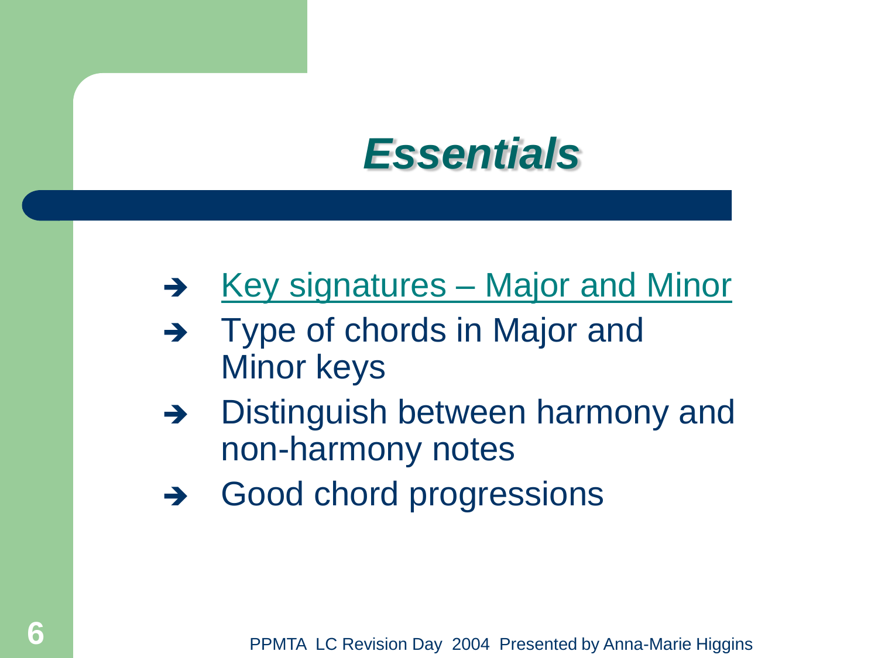# *Essentials*

- Key signatures – Major and Minor
- Type of chords in Major and Minor keys
- Distinguish between harmony and non-harmony notes
- Good chord progressions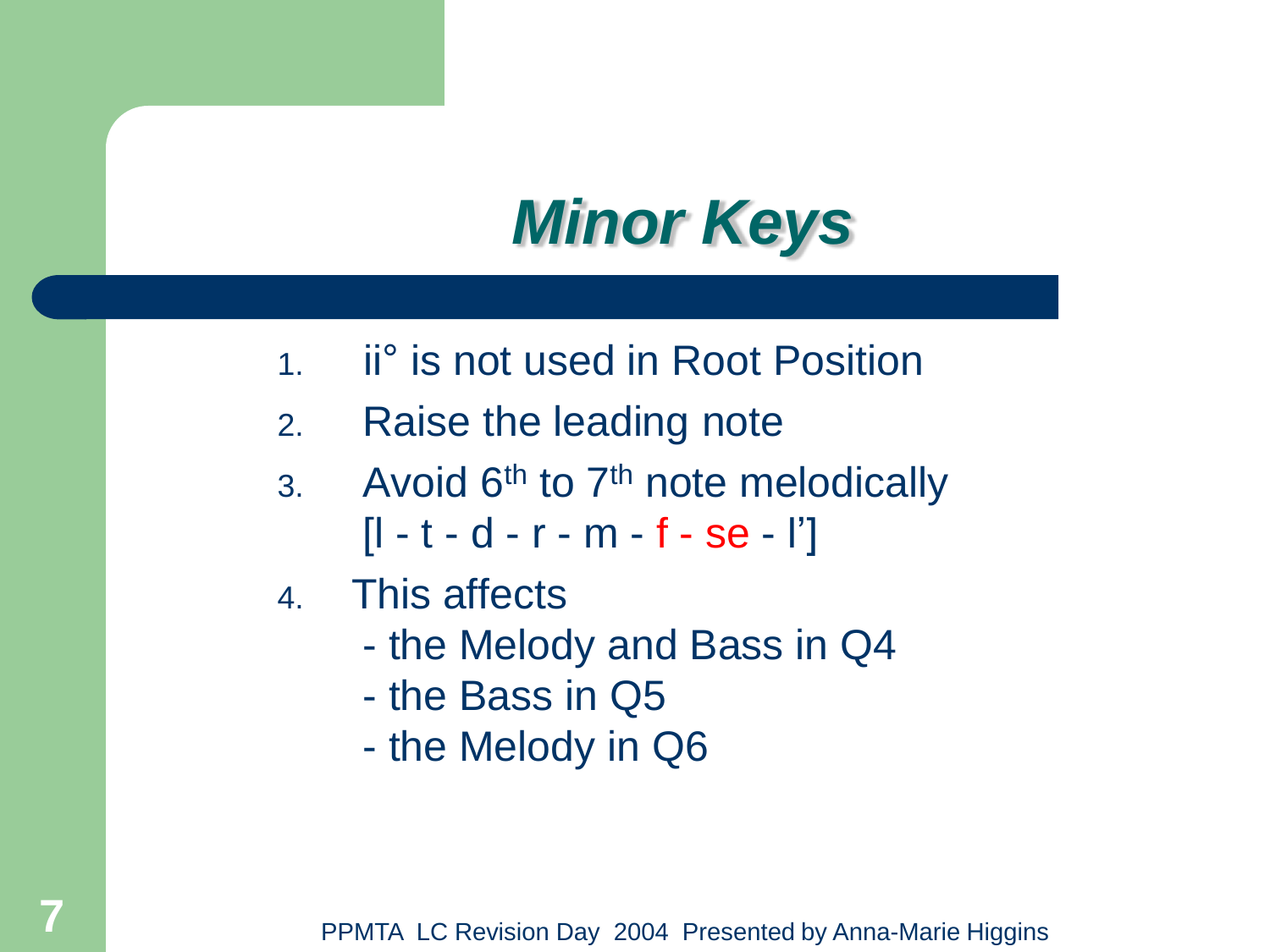# *Minor Keys*

1. ii° is not used in Root Position
2. Raise the leading note
3. Avoid 6th to 7th note melodically
   [l - t - d - r - m - f - se - l']
4. This affects
   - the Melody and Bass in Q4
   - the Bass in Q5
   - the Melody in Q6

PPMTA LC Revision Day 2004 Presented by Anna-Marie Higgins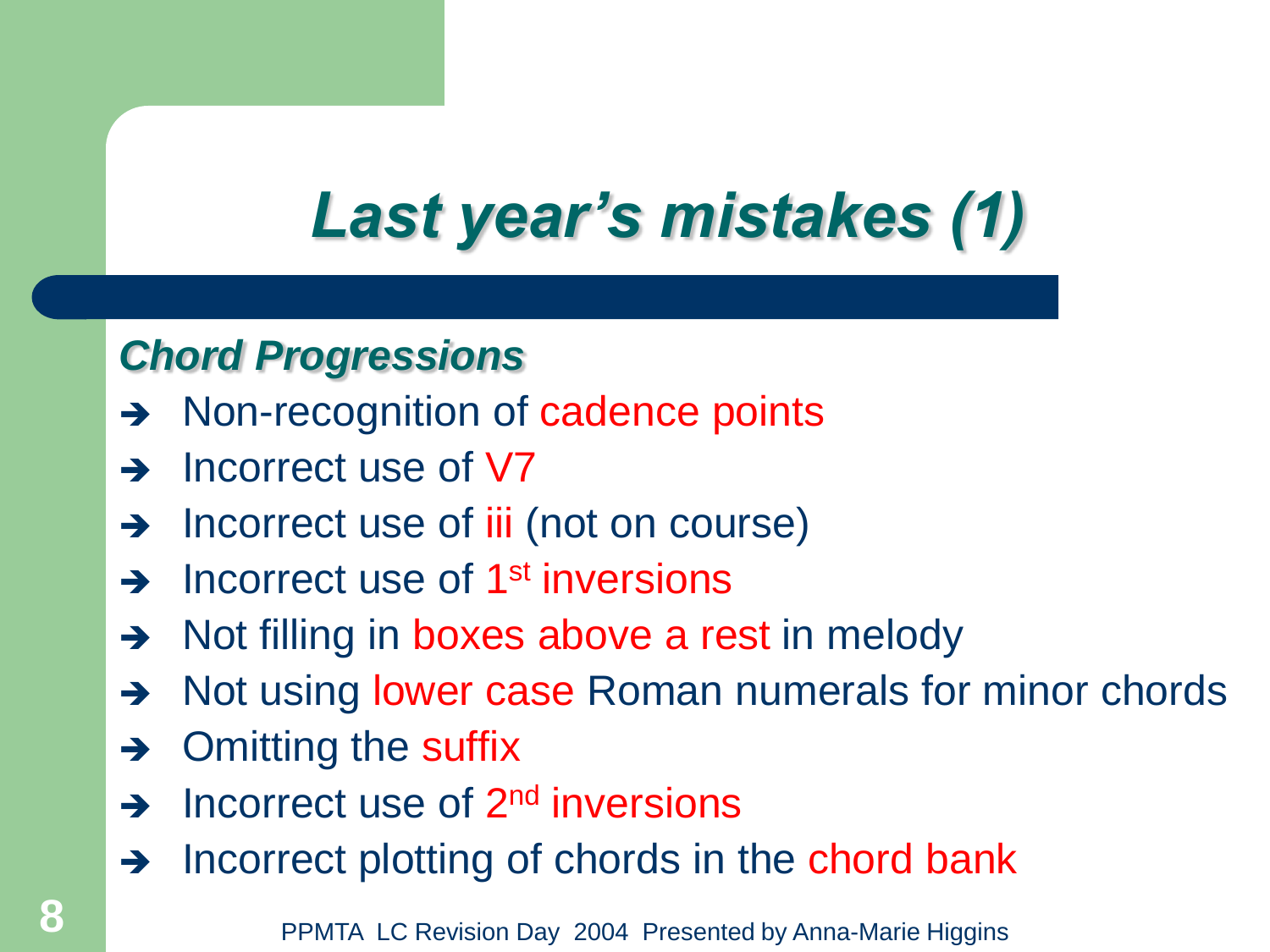# *Last year's mistakes (1)*

### *Chord Progressions*

- Non-recognition of cadence points
- Incorrect use of V7
- Incorrect use of iii (not on course)
- Incorrect use of 1st inversions
- Not filling in boxes above a rest in melody
- Not using lower case Roman numerals for minor chords
- Omitting the suffix
- Incorrect use of 2nd inversions
- Incorrect plotting of chords in the chord bank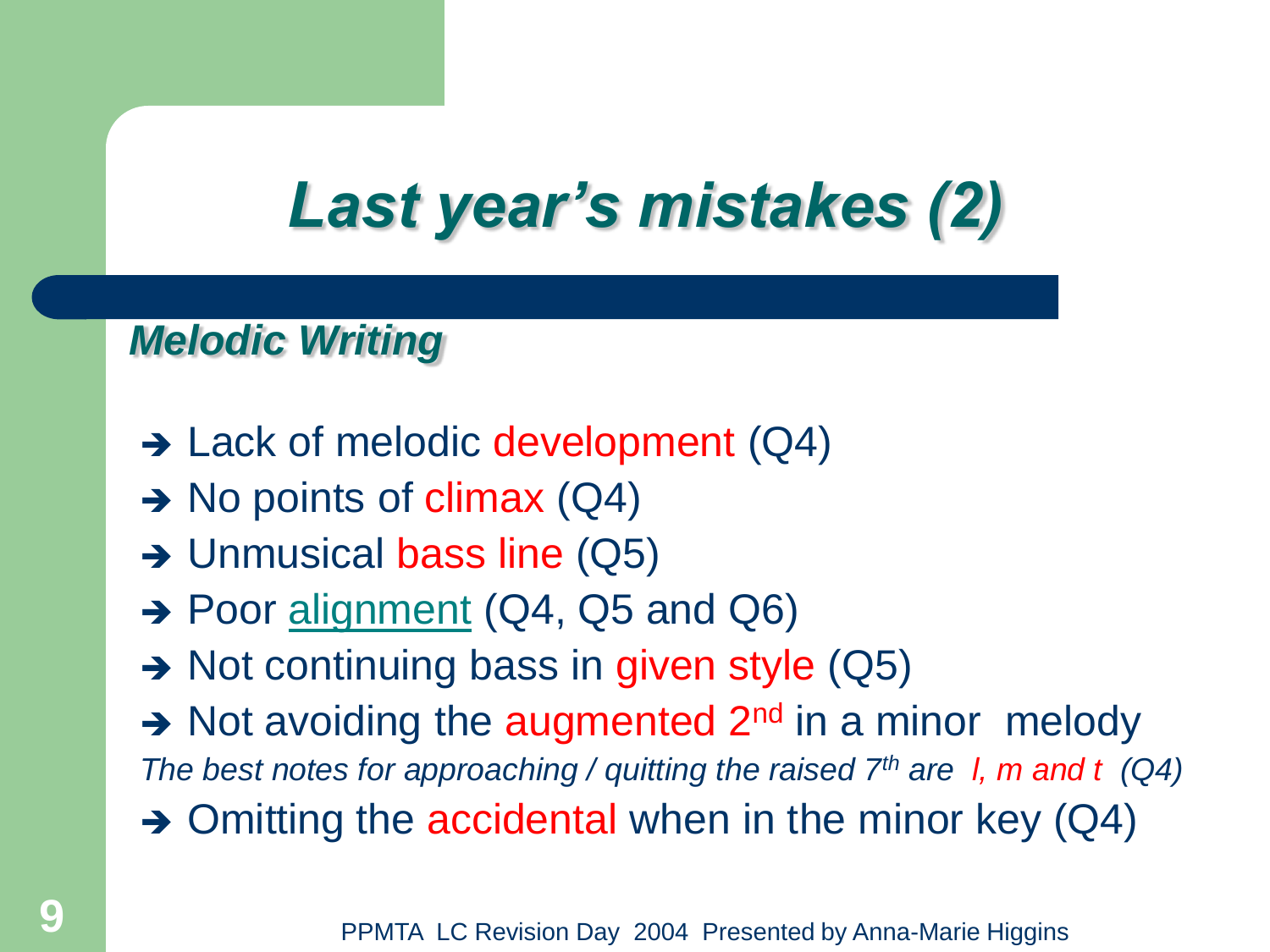# Last year's mistakes (2)

## Melodic Writing

- ➔ Lack of melodic development (Q4)
- ➔ No points of climax (Q4)
- ➔ Unmusical bass line (Q5)
- ➔ Poor alignment (Q4, Q5 and Q6)
- ➔ Not continuing bass in given style (Q5)
- ➔ Not avoiding the augmented 2nd in a minor melody

*The best notes for approaching / quitting the raised 7th are l, m and t (Q4)*

- ➔ Omitting the accidental when in the minor key (Q4)

PPMTA LC Revision Day 2004 Presented by Anna-Marie Higgins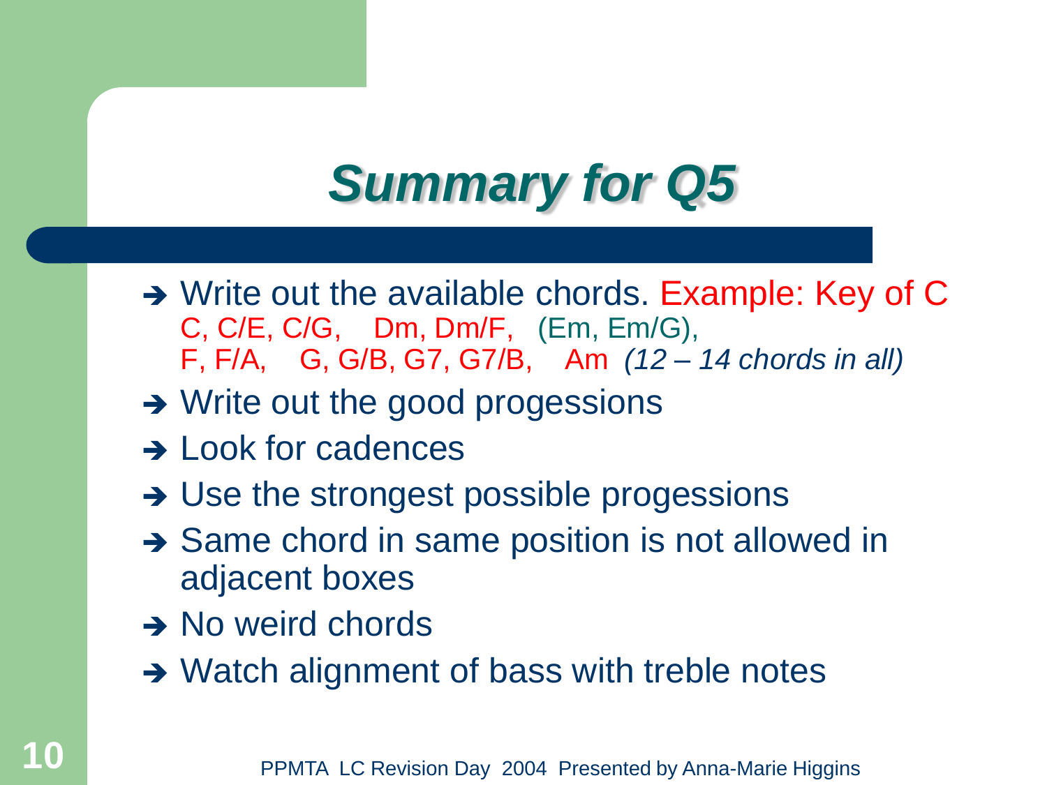# Summary for Q5

- Write out the available chords. Example: Key of C
  C, C/E, C/G, Dm, Dm/F, (Em, Em/G),
  F, F/A, G, G/B, G7, G7/B, Am *(12 – 14 chords in all)*
- Write out the good progessions
- Look for cadences
- Use the strongest possible progessions
- Same chord in same position is not allowed in adjacent boxes
- No weird chords
- Watch alignment of bass with treble notes